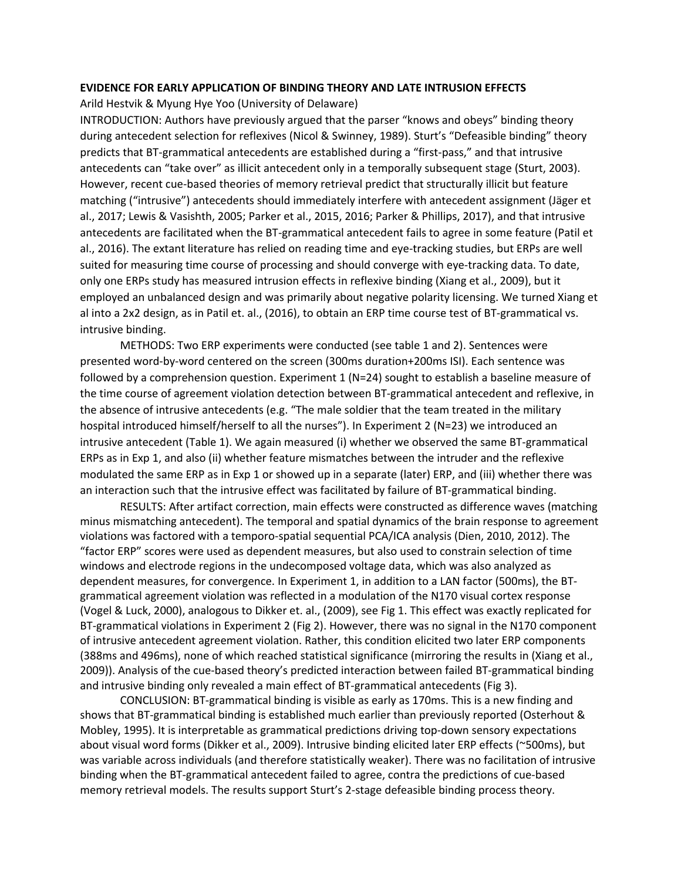**EVIDENCE FOR EARLY APPLICATION OF BINDING THEORY AND LATE INTRUSION EFFECTS**

Arild Hestvik & Myung Hye Yoo (University of Delaware)

INTRODUCTION: Authors have previously argued that the parser "knows and obeys" binding theory during antecedent selection for reflexives (Nicol & Swinney, 1989). Sturt's "Defeasible binding" theory predicts that BT-grammatical antecedents are established during a "first-pass," and that intrusive antecedents can "take over" as illicit antecedent only in a temporally subsequent stage (Sturt, 2003). However, recent cue-based theories of memory retrieval predict that structurally illicit but feature matching ("intrusive") antecedents should immediately interfere with antecedent assignment (Jäger et al., 2017; Lewis & Vasishth, 2005; Parker et al., 2015, 2016; Parker & Phillips, 2017), and that intrusive antecedents are facilitated when the BT-grammatical antecedent fails to agree in some feature (Patil et al., 2016). The extant literature has relied on reading time and eye-tracking studies, but ERPs are well suited for measuring time course of processing and should converge with eye-tracking data. To date, only one ERPs study has measured intrusion effects in reflexive binding (Xiang et al., 2009), but it employed an unbalanced design and was primarily about negative polarity licensing. We turned Xiang et al into a 2x2 design, as in Patil et. al., (2016), to obtain an ERP time course test of BT-grammatical vs. intrusive binding.

METHODS: Two ERP experiments were conducted (see table 1 and 2). Sentences were presented word-by-word centered on the screen (300ms duration+200ms ISI). Each sentence was followed by a comprehension question. Experiment 1 (N=24) sought to establish a baseline measure of the time course of agreement violation detection between BT-grammatical antecedent and reflexive, in the absence of intrusive antecedents (e.g. "The male soldier that the team treated in the military hospital introduced himself/herself to all the nurses"). In Experiment 2 (N=23) we introduced an intrusive antecedent (Table 1). We again measured (i) whether we observed the same BT-grammatical ERPs as in Exp 1, and also (ii) whether feature mismatches between the intruder and the reflexive modulated the same ERP as in Exp 1 or showed up in a separate (later) ERP, and (iii) whether there was an interaction such that the intrusive effect was facilitated by failure of BT-grammatical binding.

RESULTS: After artifact correction, main effects were constructed as difference waves (matching minus mismatching antecedent). The temporal and spatial dynamics of the brain response to agreement violations was factored with a temporo-spatial sequential PCA/ICA analysis (Dien, 2010, 2012). The "factor ERP" scores were used as dependent measures, but also used to constrain selection of time windows and electrode regions in the undecomposed voltage data, which was also analyzed as dependent measures, for convergence. In Experiment 1, in addition to a LAN factor (500ms), the BT-grammatical agreement violation was reflected in a modulation of the N170 visual cortex response (Vogel & Luck, 2000), analogous to Dikker et. al., (2009), see Fig 1. This effect was exactly replicated for BT-grammatical violations in Experiment 2 (Fig 2). However, there was no signal in the N170 component of intrusive antecedent agreement violation. Rather, this condition elicited two later ERP components (388ms and 496ms), none of which reached statistical significance (mirroring the results in (Xiang et al., 2009)). Analysis of the cue-based theory's predicted interaction between failed BT-grammatical binding and intrusive binding only revealed a main effect of BT-grammatical antecedents (Fig 3).

CONCLUSION: BT-grammatical binding is visible as early as 170ms. This is a new finding and shows that BT-grammatical binding is established much earlier than previously reported (Osterhout & Mobley, 1995). It is interpretable as grammatical predictions driving top-down sensory expectations about visual word forms (Dikker et al., 2009). Intrusive binding elicited later ERP effects (~500ms), but was variable across individuals (and therefore statistically weaker). There was no facilitation of intrusive binding when the BT-grammatical antecedent failed to agree, contra the predictions of cue-based memory retrieval models. The results support Sturt's 2-stage defeasible binding process theory.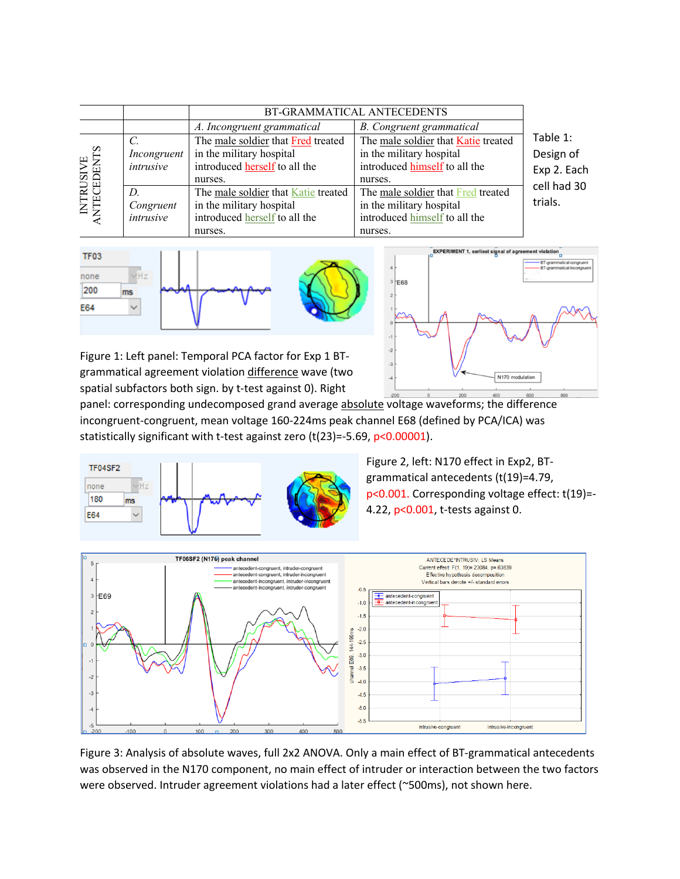| | | BT-GRAMMATICAL ANTECEDENTS | |
|---|---|---|---|
| | | *A. Incongruent grammatical* | *B. Congruent grammatical* |
| INTRUSIVE ANTECEDENTS | *C. Incongruent intrusive* | The male soldier that Fred treated in the military hospital introduced herself to all the nurses. | The male soldier that Katie treated in the military hospital introduced himself to all the nurses. |
| | *D. Congruent intrusive* | The male soldier that Katie treated in the military hospital introduced herself to all the nurses. | The male soldier that Fred treated in the military hospital introduced himself to all the nurses. |

Table 1: Design of Exp 2. Each cell had 30 trials.

TF03
none
200 ms
E64

EXPERIMENT 1, earliest signal of agreement violation
BT-grammatical congruent
BT-grammatical incongruent
E68
N170 modulation

Figure 1: Left panel: Temporal PCA factor for Exp 1 BT-grammatical agreement violation difference wave (two spatial subfactors both sign. by t-test against 0). Right panel: corresponding undecomposed grand average absolute voltage waveforms; the difference incongruent-congruent, mean voltage 160-224ms peak channel E68 (defined by PCA/ICA) was statistically significant with t-test against zero ($t(23)=-5.69$, $p<0.00001$).

TF04SF2
none
180 ms
E64

Figure 2, left: N170 effect in Exp2, BT-grammatical antecedents ($t(19)=4.79$, $p<0.001$. Corresponding voltage effect: $t(19)=-4.22$, $p<0.001$, t-tests against 0.

TF06SF2 (N170) peak channel
antecedent-congruent, intruder-congruent
antecedent-congruent, intruder-incongruent
antecedent-incongruent, intruder-incongruent
antecedent-incongruent, intruder-congruent
E69

ANTECEDE\*INTRUSIV; LS Means
Current effect: F(1, 19)=.23084, p=.63639
Effective hypothesis decomposition
Vertical bars denote +/- standard errors
antecedent-congruent
antecedent-incongruent
channel E69, 144-196ms
intrusive-congruent
intrusive-incongruent

Figure 3: Analysis of absolute waves, full 2x2 ANOVA. Only a main effect of BT-grammatical antecedents was observed in the N170 component, no main effect of intruder or interaction between the two factors were observed. Intruder agreement violations had a later effect (~500ms), not shown here.